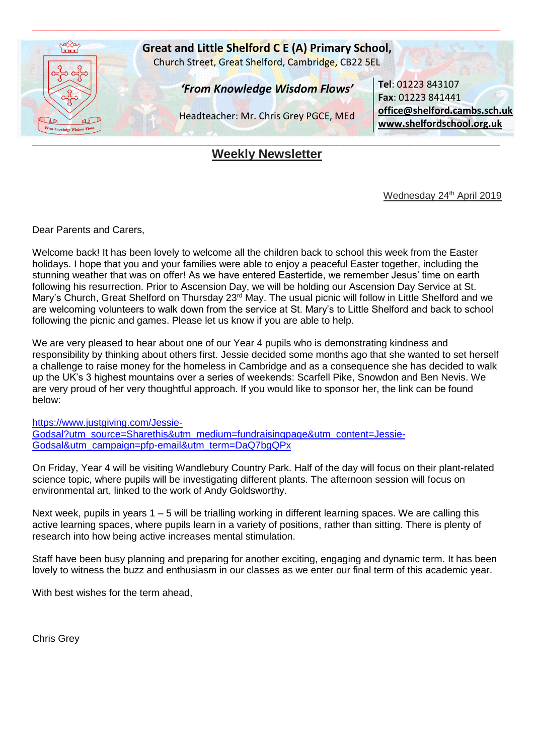**Great and Little Shelford C E (A) Primary School,**
Church Street, Great Shelford, Cambridge, CB22 5EL

***'From Knowledge Wisdom Flows'***

Headteacher: Mr. Chris Grey PGCE, MEd

**Tel**: 01223 843107
**Fax**: 01223 841441
**office@shelford.cambs.sch.uk**
**www.shelfordschool.org.uk**

# Weekly Newsletter

Wednesday 24th April 2019

Dear Parents and Carers,

Welcome back! It has been lovely to welcome all the children back to school this week from the Easter holidays. I hope that you and your families were able to enjoy a peaceful Easter together, including the stunning weather that was on offer! As we have entered Eastertide, we remember Jesus' time on earth following his resurrection. Prior to Ascension Day, we will be holding our Ascension Day Service at St. Mary's Church, Great Shelford on Thursday 23rd May. The usual picnic will follow in Little Shelford and we are welcoming volunteers to walk down from the service at St. Mary's to Little Shelford and back to school following the picnic and games. Please let us know if you are able to help.

We are very pleased to hear about one of our Year 4 pupils who is demonstrating kindness and responsibility by thinking about others first. Jessie decided some months ago that she wanted to set herself a challenge to raise money for the homeless in Cambridge and as a consequence she has decided to walk up the UK's 3 highest mountains over a series of weekends: Scarfell Pike, Snowdon and Ben Nevis. We are very proud of her very thoughtful approach. If you would like to sponsor her, the link can be found below:

https://www.justgiving.com/Jessie-Godsal?utm_source=Sharethis&utm_medium=fundraisingpage&utm_content=Jessie-Godsal&utm_campaign=pfp-email&utm_term=DaQ7bgQPx

On Friday, Year 4 will be visiting Wandlebury Country Park. Half of the day will focus on their plant-related science topic, where pupils will be investigating different plants. The afternoon session will focus on environmental art, linked to the work of Andy Goldsworthy.

Next week, pupils in years 1 – 5 will be trialling working in different learning spaces. We are calling this active learning spaces, where pupils learn in a variety of positions, rather than sitting. There is plenty of research into how being active increases mental stimulation.

Staff have been busy planning and preparing for another exciting, engaging and dynamic term. It has been lovely to witness the buzz and enthusiasm in our classes as we enter our final term of this academic year.

With best wishes for the term ahead,

Chris Grey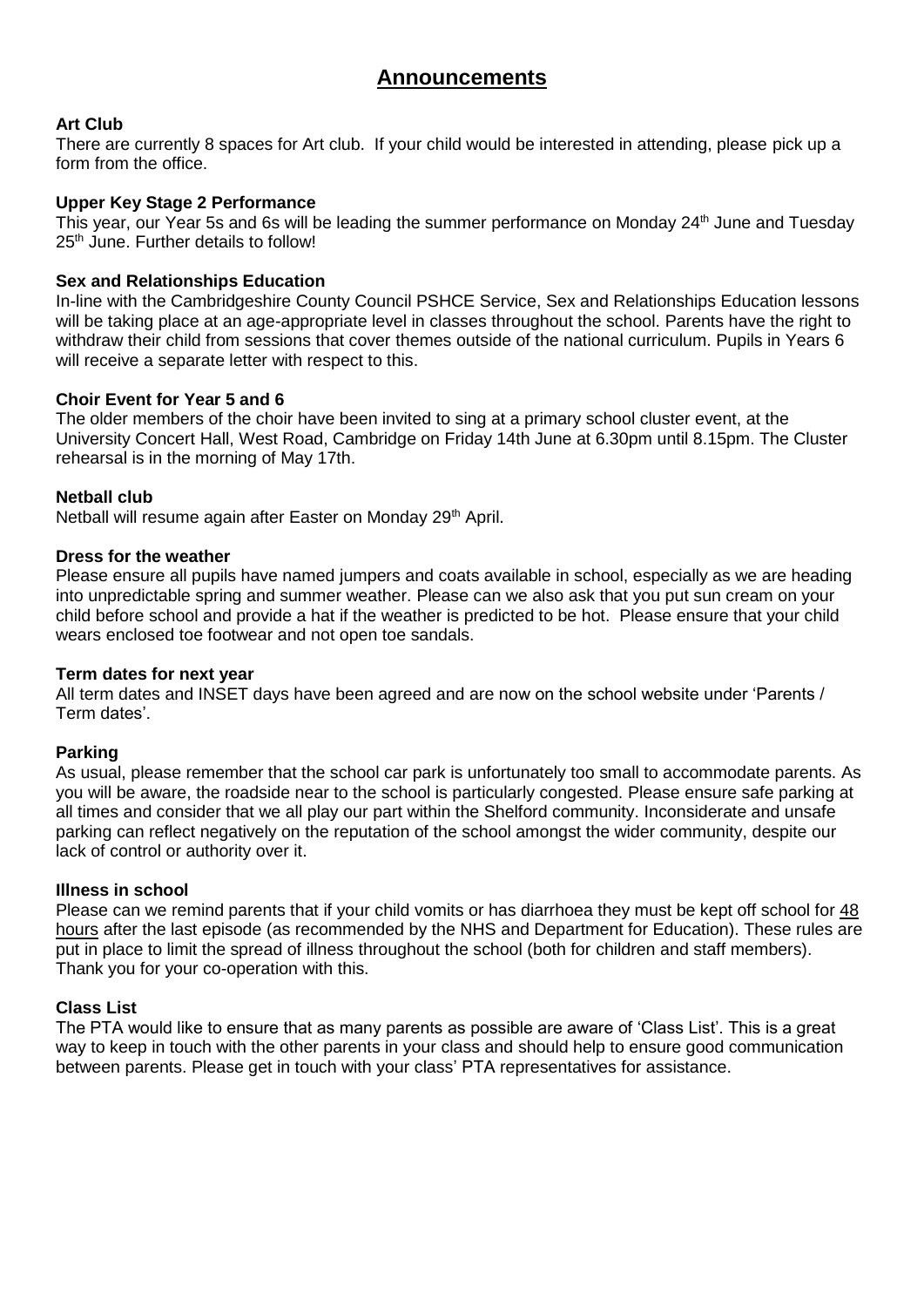# Announcements

**Art Club**

There are currently 8 spaces for Art club. If your child would be interested in attending, please pick up a form from the office.

**Upper Key Stage 2 Performance**

This year, our Year 5s and 6s will be leading the summer performance on Monday 24th June and Tuesday 25th June. Further details to follow!

**Sex and Relationships Education**

In-line with the Cambridgeshire County Council PSHCE Service, Sex and Relationships Education lessons will be taking place at an age-appropriate level in classes throughout the school. Parents have the right to withdraw their child from sessions that cover themes outside of the national curriculum. Pupils in Years 6 will receive a separate letter with respect to this.

**Choir Event for Year 5 and 6**

The older members of the choir have been invited to sing at a primary school cluster event, at the University Concert Hall, West Road, Cambridge on Friday 14th June at 6.30pm until 8.15pm. The Cluster rehearsal is in the morning of May 17th.

**Netball club**

Netball will resume again after Easter on Monday 29th April.

**Dress for the weather**

Please ensure all pupils have named jumpers and coats available in school, especially as we are heading into unpredictable spring and summer weather. Please can we also ask that you put sun cream on your child before school and provide a hat if the weather is predicted to be hot. Please ensure that your child wears enclosed toe footwear and not open toe sandals.

**Term dates for next year**

All term dates and INSET days have been agreed and are now on the school website under 'Parents / Term dates'.

**Parking**

As usual, please remember that the school car park is unfortunately too small to accommodate parents. As you will be aware, the roadside near to the school is particularly congested. Please ensure safe parking at all times and consider that we all play our part within the Shelford community. Inconsiderate and unsafe parking can reflect negatively on the reputation of the school amongst the wider community, despite our lack of control or authority over it.

**Illness in school**

Please can we remind parents that if your child vomits or has diarrhoea they must be kept off school for 48 hours after the last episode (as recommended by the NHS and Department for Education). These rules are put in place to limit the spread of illness throughout the school (both for children and staff members). Thank you for your co-operation with this.

**Class List**

The PTA would like to ensure that as many parents as possible are aware of 'Class List'. This is a great way to keep in touch with the other parents in your class and should help to ensure good communication between parents. Please get in touch with your class' PTA representatives for assistance.